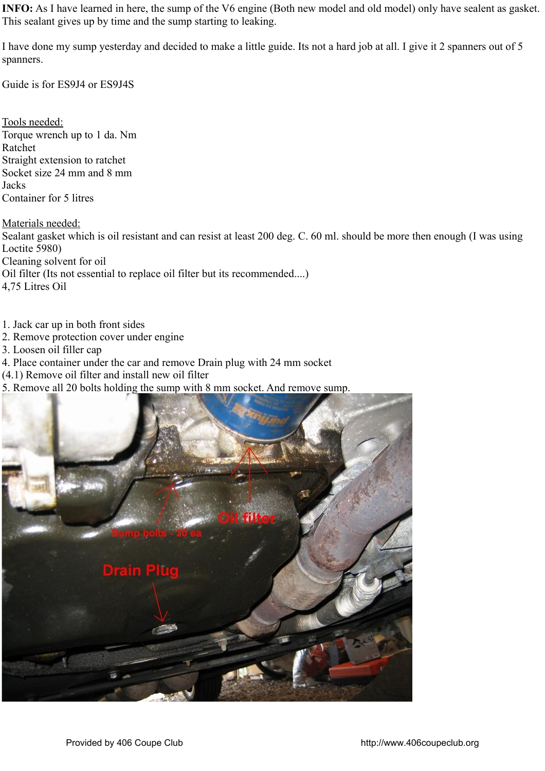**INFO:** As I have learned in here, the sump of the V6 engine (Both new model and old model) only have sealent as gasket. This sealant gives up by time and the sump starting to leaking.

I have done my sump yesterday and decided to make a little guide. Its not a hard job at all. I give it 2 spanners out of 5 spanners.

Guide is for ES9J4 or ES9J4S

Tools needed:
Torque wrench up to 1 da. Nm
Ratchet
Straight extension to ratchet
Socket size 24 mm and 8 mm
Jacks
Container for 5 litres

Materials needed:
Sealant gasket which is oil resistant and can resist at least 200 deg. C. 60 ml. should be more then enough (I was using Loctite 5980)
Cleaning solvent for oil
Oil filter (Its not essential to replace oil filter but its recommended....)
4,75 Litres Oil

1. Jack car up in both front sides
2. Remove protection cover under engine
3. Loosen oil filler cap
4. Place container under the car and remove Drain plug with 24 mm socket
(4.1) Remove oil filter and install new oil filter
5. Remove all 20 bolts holding the sump with 8 mm socket. And remove sump.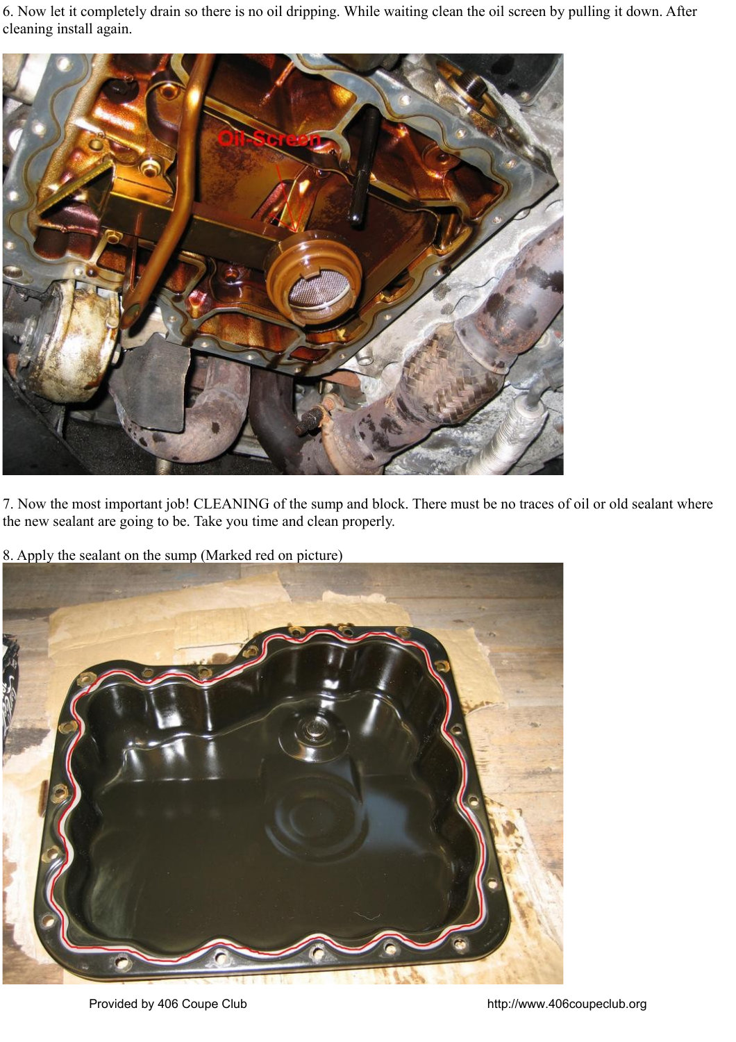6. Now let it completely drain so there is no oil dripping. While waiting clean the oil screen by pulling it down. After cleaning install again.

7. Now the most important job! CLEANING of the sump and block. There must be no traces of oil or old sealant where the new sealant are going to be. Take you time and clean properly.

8. Apply the sealant on the sump (Marked red on picture)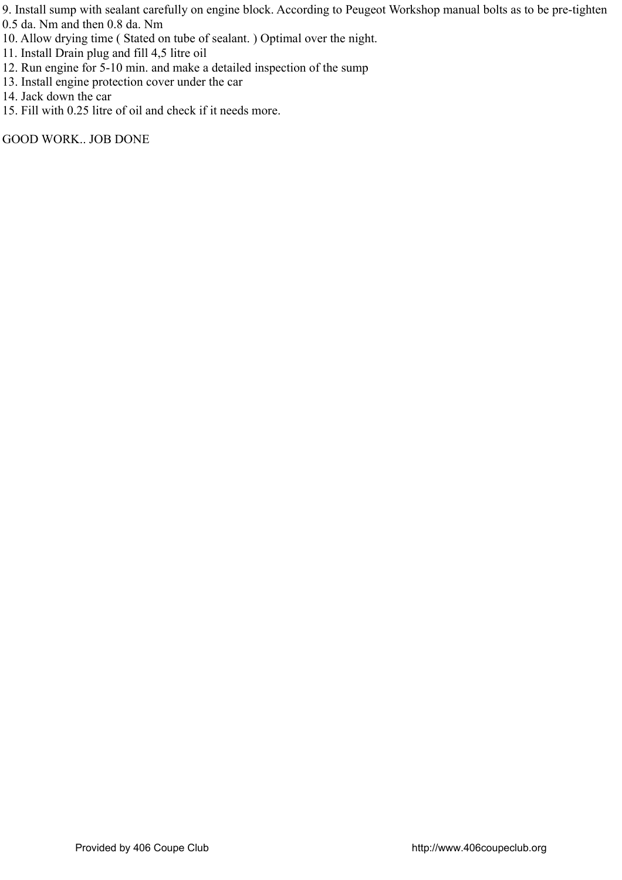9. Install sump with sealant carefully on engine block. According to Peugeot Workshop manual bolts as to be pre-tighten 0.5 da. Nm and then 0.8 da. Nm
10. Allow drying time ( Stated on tube of sealant. ) Optimal over the night.
11. Install Drain plug and fill 4,5 litre oil
12. Run engine for 5-10 min. and make a detailed inspection of the sump
13. Install engine protection cover under the car
14. Jack down the car
15. Fill with 0.25 litre of oil and check if it needs more.

GOOD WORK.. JOB DONE